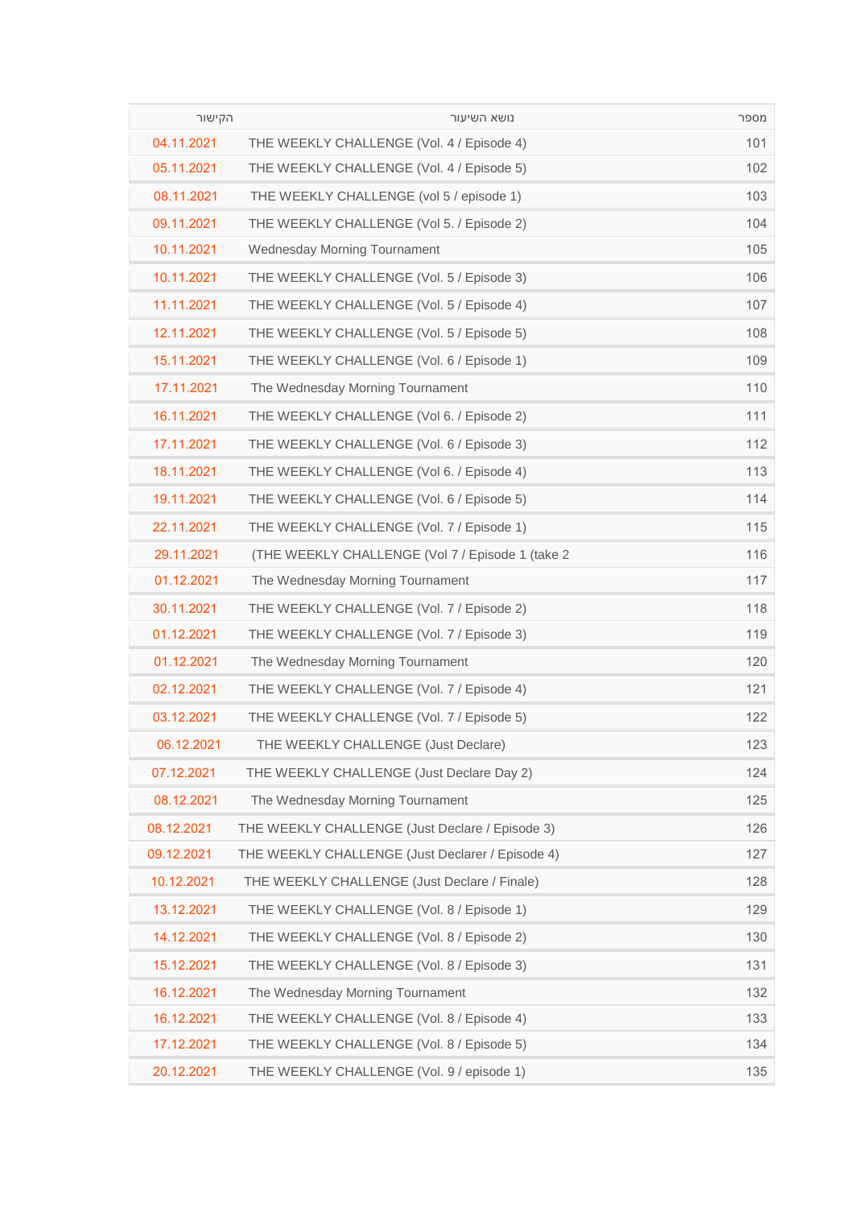| הקישור | נושא השיעור | מספר |
|---|---|---|
| 04.11.2021 | THE WEEKLY CHALLENGE (Vol. 4 / Episode 4) | 101 |
| 05.11.2021 | THE WEEKLY CHALLENGE (Vol. 4 / Episode 5) | 102 |
| 08.11.2021 | THE WEEKLY CHALLENGE (vol 5 / episode 1) | 103 |
| 09.11.2021 | THE WEEKLY CHALLENGE (Vol 5. / Episode 2) | 104 |
| 10.11.2021 | Wednesday Morning Tournament | 105 |
| 10.11.2021 | THE WEEKLY CHALLENGE (Vol. 5 / Episode 3) | 106 |
| 11.11.2021 | THE WEEKLY CHALLENGE (Vol. 5 / Episode 4) | 107 |
| 12.11.2021 | THE WEEKLY CHALLENGE (Vol. 5 / Episode 5) | 108 |
| 15.11.2021 | THE WEEKLY CHALLENGE (Vol. 6 / Episode 1) | 109 |
| 17.11.2021 | The Wednesday Morning Tournament | 110 |
| 16.11.2021 | THE WEEKLY CHALLENGE (Vol 6. / Episode 2) | 111 |
| 17.11.2021 | THE WEEKLY CHALLENGE (Vol. 6 / Episode 3) | 112 |
| 18.11.2021 | THE WEEKLY CHALLENGE (Vol 6. / Episode 4) | 113 |
| 19.11.2021 | THE WEEKLY CHALLENGE (Vol. 6 / Episode 5) | 114 |
| 22.11.2021 | THE WEEKLY CHALLENGE (Vol. 7 / Episode 1) | 115 |
| 29.11.2021 | (THE WEEKLY CHALLENGE (Vol 7 / Episode 1 (take 2 | 116 |
| 01.12.2021 | The Wednesday Morning Tournament | 117 |
| 30.11.2021 | THE WEEKLY CHALLENGE (Vol. 7 / Episode 2) | 118 |
| 01.12.2021 | THE WEEKLY CHALLENGE (Vol. 7 / Episode 3) | 119 |
| 01.12.2021 | The Wednesday Morning Tournament | 120 |
| 02.12.2021 | THE WEEKLY CHALLENGE (Vol. 7 / Episode 4) | 121 |
| 03.12.2021 | THE WEEKLY CHALLENGE (Vol. 7 / Episode 5) | 122 |
| 06.12.2021 | THE WEEKLY CHALLENGE (Just Declare) | 123 |
| 07.12.2021 | THE WEEKLY CHALLENGE (Just Declare Day 2) | 124 |
| 08.12.2021 | The Wednesday Morning Tournament | 125 |
| 08.12.2021 | THE WEEKLY CHALLENGE (Just Declare / Episode 3) | 126 |
| 09.12.2021 | THE WEEKLY CHALLENGE (Just Declarer / Episode 4) | 127 |
| 10.12.2021 | THE WEEKLY CHALLENGE (Just Declare / Finale) | 128 |
| 13.12.2021 | THE WEEKLY CHALLENGE (Vol. 8 / Episode 1) | 129 |
| 14.12.2021 | THE WEEKLY CHALLENGE (Vol. 8 / Episode 2) | 130 |
| 15.12.2021 | THE WEEKLY CHALLENGE (Vol. 8 / Episode 3) | 131 |
| 16.12.2021 | The Wednesday Morning Tournament | 132 |
| 16.12.2021 | THE WEEKLY CHALLENGE (Vol. 8 / Episode 4) | 133 |
| 17.12.2021 | THE WEEKLY CHALLENGE (Vol. 8 / Episode 5) | 134 |
| 20.12.2021 | THE WEEKLY CHALLENGE (Vol. 9 / episode 1) | 135 |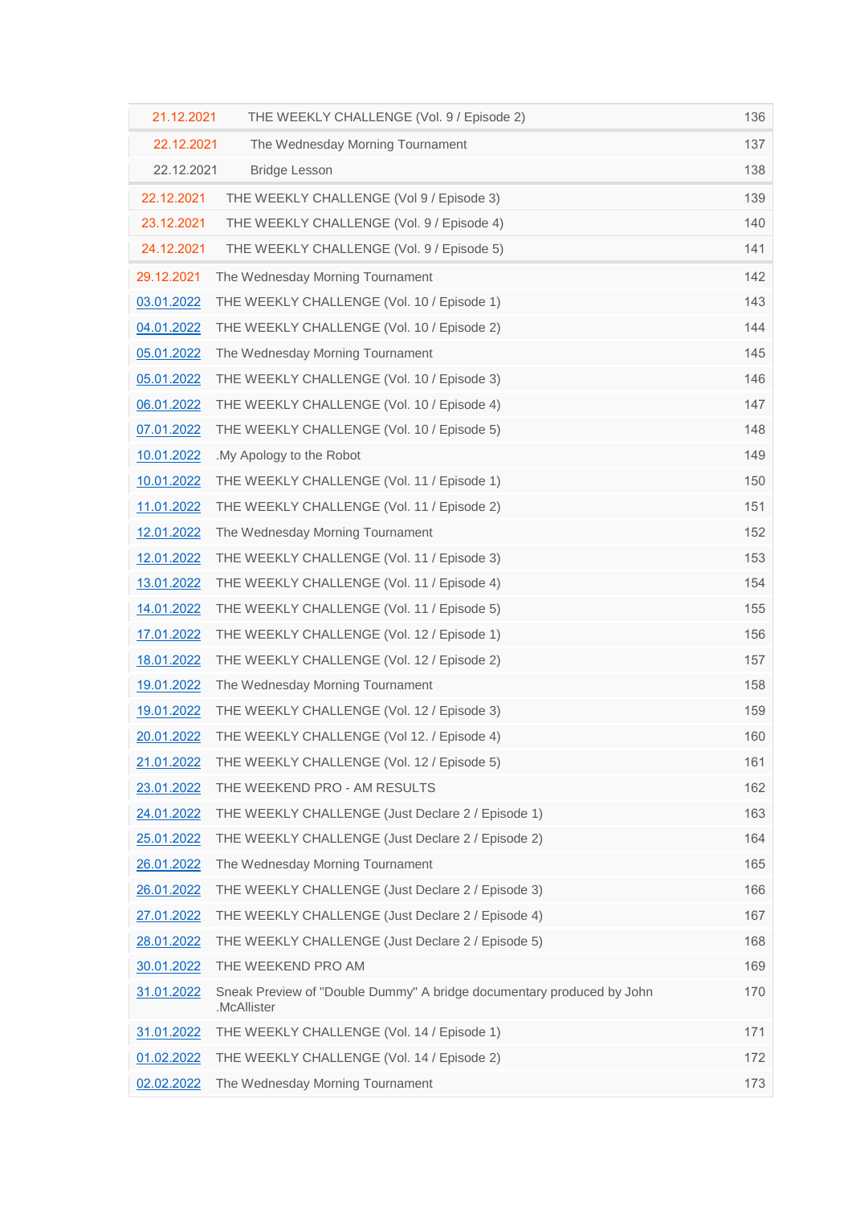| | | |
|---|---|---|
| 21.12.2021 | THE WEEKLY CHALLENGE (Vol. 9 / Episode 2) | 136 |
| 22.12.2021 | The Wednesday Morning Tournament | 137 |
| 22.12.2021 | Bridge Lesson | 138 |
| 22.12.2021 | THE WEEKLY CHALLENGE (Vol 9 / Episode 3) | 139 |
| 23.12.2021 | THE WEEKLY CHALLENGE (Vol. 9 / Episode 4) | 140 |
| 24.12.2021 | THE WEEKLY CHALLENGE (Vol. 9 / Episode 5) | 141 |
| 29.12.2021 | The Wednesday Morning Tournament | 142 |
| 03.01.2022 | THE WEEKLY CHALLENGE (Vol. 10 / Episode 1) | 143 |
| 04.01.2022 | THE WEEKLY CHALLENGE (Vol. 10 / Episode 2) | 144 |
| 05.01.2022 | The Wednesday Morning Tournament | 145 |
| 05.01.2022 | THE WEEKLY CHALLENGE (Vol. 10 / Episode 3) | 146 |
| 06.01.2022 | THE WEEKLY CHALLENGE (Vol. 10 / Episode 4) | 147 |
| 07.01.2022 | THE WEEKLY CHALLENGE (Vol. 10 / Episode 5) | 148 |
| 10.01.2022 | .My Apology to the Robot | 149 |
| 10.01.2022 | THE WEEKLY CHALLENGE (Vol. 11 / Episode 1) | 150 |
| 11.01.2022 | THE WEEKLY CHALLENGE (Vol. 11 / Episode 2) | 151 |
| 12.01.2022 | The Wednesday Morning Tournament | 152 |
| 12.01.2022 | THE WEEKLY CHALLENGE (Vol. 11 / Episode 3) | 153 |
| 13.01.2022 | THE WEEKLY CHALLENGE (Vol. 11 / Episode 4) | 154 |
| 14.01.2022 | THE WEEKLY CHALLENGE (Vol. 11 / Episode 5) | 155 |
| 17.01.2022 | THE WEEKLY CHALLENGE (Vol. 12 / Episode 1) | 156 |
| 18.01.2022 | THE WEEKLY CHALLENGE (Vol. 12 / Episode 2) | 157 |
| 19.01.2022 | The Wednesday Morning Tournament | 158 |
| 19.01.2022 | THE WEEKLY CHALLENGE (Vol. 12 / Episode 3) | 159 |
| 20.01.2022 | THE WEEKLY CHALLENGE (Vol 12. / Episode 4) | 160 |
| 21.01.2022 | THE WEEKLY CHALLENGE (Vol. 12 / Episode 5) | 161 |
| 23.01.2022 | THE WEEKEND PRO - AM RESULTS | 162 |
| 24.01.2022 | THE WEEKLY CHALLENGE (Just Declare 2 / Episode 1) | 163 |
| 25.01.2022 | THE WEEKLY CHALLENGE (Just Declare 2 / Episode 2) | 164 |
| 26.01.2022 | The Wednesday Morning Tournament | 165 |
| 26.01.2022 | THE WEEKLY CHALLENGE (Just Declare 2 / Episode 3) | 166 |
| 27.01.2022 | THE WEEKLY CHALLENGE (Just Declare 2 / Episode 4) | 167 |
| 28.01.2022 | THE WEEKLY CHALLENGE (Just Declare 2 / Episode 5) | 168 |
| 30.01.2022 | THE WEEKEND PRO AM | 169 |
| 31.01.2022 | Sneak Preview of "Double Dummy" A bridge documentary produced by John .McAllister | 170 |
| 31.01.2022 | THE WEEKLY CHALLENGE (Vol. 14 / Episode 1) | 171 |
| 01.02.2022 | THE WEEKLY CHALLENGE (Vol. 14 / Episode 2) | 172 |
| 02.02.2022 | The Wednesday Morning Tournament | 173 |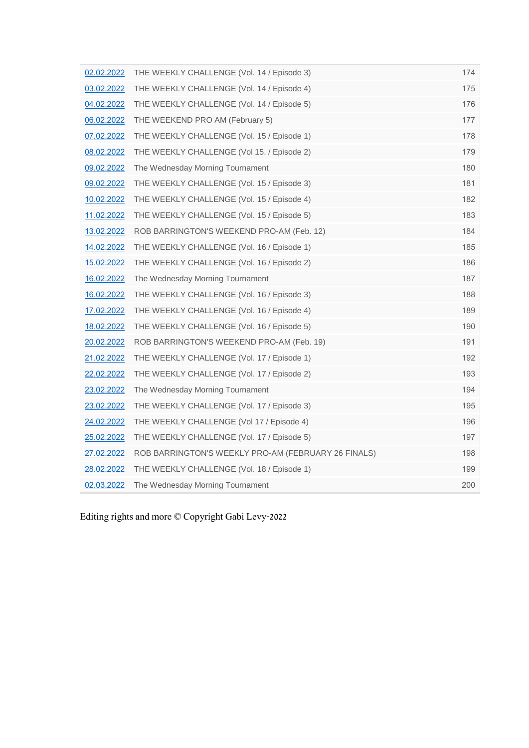| | | |
|---|---|---|
| 02.02.2022 | THE WEEKLY CHALLENGE (Vol. 14 / Episode 3) | 174 |
| 03.02.2022 | THE WEEKLY CHALLENGE (Vol. 14 / Episode 4) | 175 |
| 04.02.2022 | THE WEEKLY CHALLENGE (Vol. 14 / Episode 5) | 176 |
| 06.02.2022 | THE WEEKEND PRO AM (February 5) | 177 |
| 07.02.2022 | THE WEEKLY CHALLENGE (Vol. 15 / Episode 1) | 178 |
| 08.02.2022 | THE WEEKLY CHALLENGE (Vol 15. / Episode 2) | 179 |
| 09.02.2022 | The Wednesday Morning Tournament | 180 |
| 09.02.2022 | THE WEEKLY CHALLENGE (Vol. 15 / Episode 3) | 181 |
| 10.02.2022 | THE WEEKLY CHALLENGE (Vol. 15 / Episode 4) | 182 |
| 11.02.2022 | THE WEEKLY CHALLENGE (Vol. 15 / Episode 5) | 183 |
| 13.02.2022 | ROB BARRINGTON'S WEEKEND PRO-AM (Feb. 12) | 184 |
| 14.02.2022 | THE WEEKLY CHALLENGE (Vol. 16 / Episode 1) | 185 |
| 15.02.2022 | THE WEEKLY CHALLENGE (Vol. 16 / Episode 2) | 186 |
| 16.02.2022 | The Wednesday Morning Tournament | 187 |
| 16.02.2022 | THE WEEKLY CHALLENGE (Vol. 16 / Episode 3) | 188 |
| 17.02.2022 | THE WEEKLY CHALLENGE (Vol. 16 / Episode 4) | 189 |
| 18.02.2022 | THE WEEKLY CHALLENGE (Vol. 16 / Episode 5) | 190 |
| 20.02.2022 | ROB BARRINGTON'S WEEKEND PRO-AM (Feb. 19) | 191 |
| 21.02.2022 | THE WEEKLY CHALLENGE (Vol. 17 / Episode 1) | 192 |
| 22.02.2022 | THE WEEKLY CHALLENGE (Vol. 17 / Episode 2) | 193 |
| 23.02.2022 | The Wednesday Morning Tournament | 194 |
| 23.02.2022 | THE WEEKLY CHALLENGE (Vol. 17 / Episode 3) | 195 |
| 24.02.2022 | THE WEEKLY CHALLENGE (Vol 17 / Episode 4) | 196 |
| 25.02.2022 | THE WEEKLY CHALLENGE (Vol. 17 / Episode 5) | 197 |
| 27.02.2022 | ROB BARRINGTON'S WEEKLY PRO-AM (FEBRUARY 26 FINALS) | 198 |
| 28.02.2022 | THE WEEKLY CHALLENGE (Vol. 18 / Episode 1) | 199 |
| 02.03.2022 | The Wednesday Morning Tournament | 200 |

Editing rights and more © Copyright Gabi Levy-2022